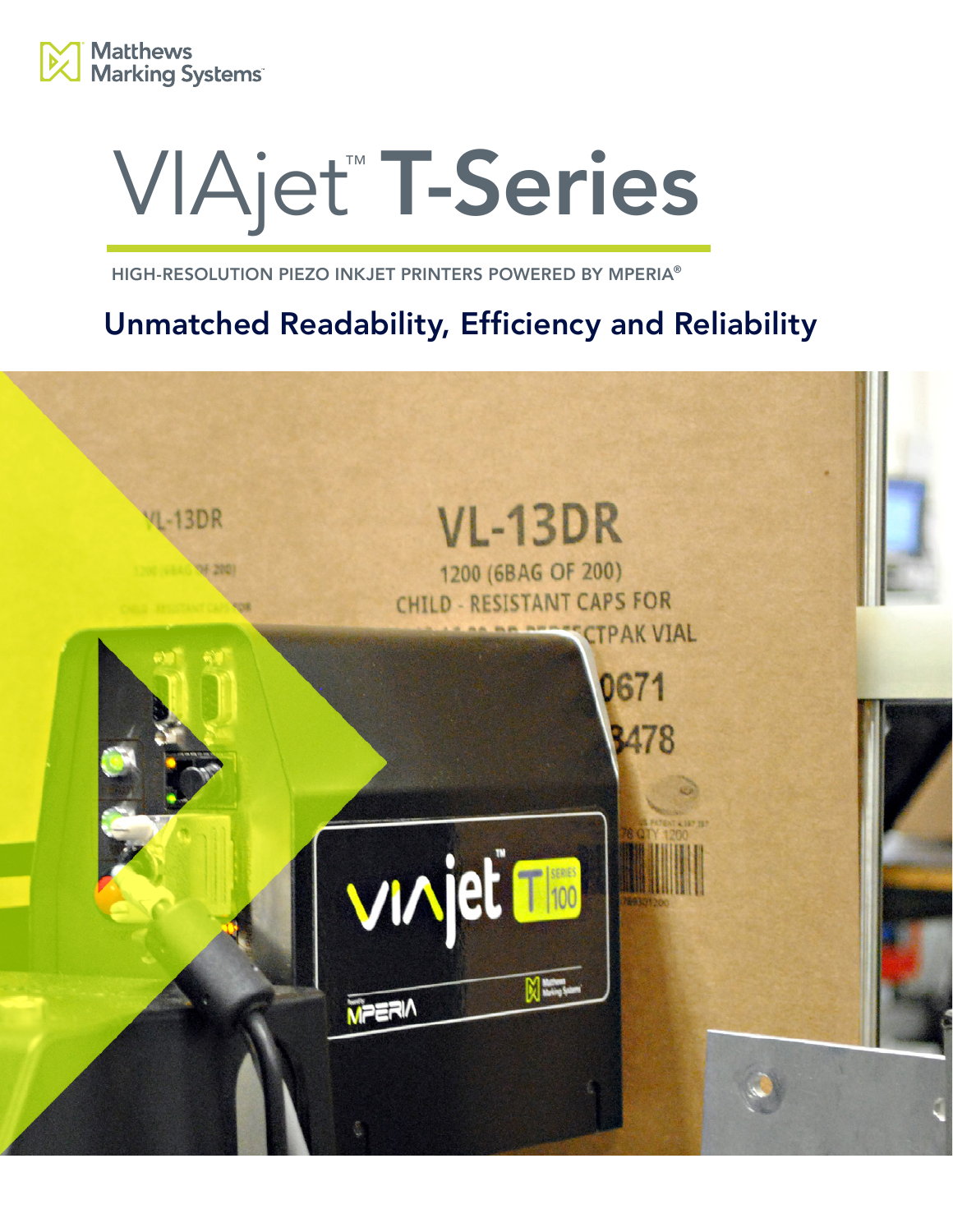Matthews Marking Systems™

# VIAjet™ T-Series

HIGH-RESOLUTION PIEZO INKJET PRINTERS POWERED BY MPERIA®

## Unmatched Readability, Efficiency and Reliability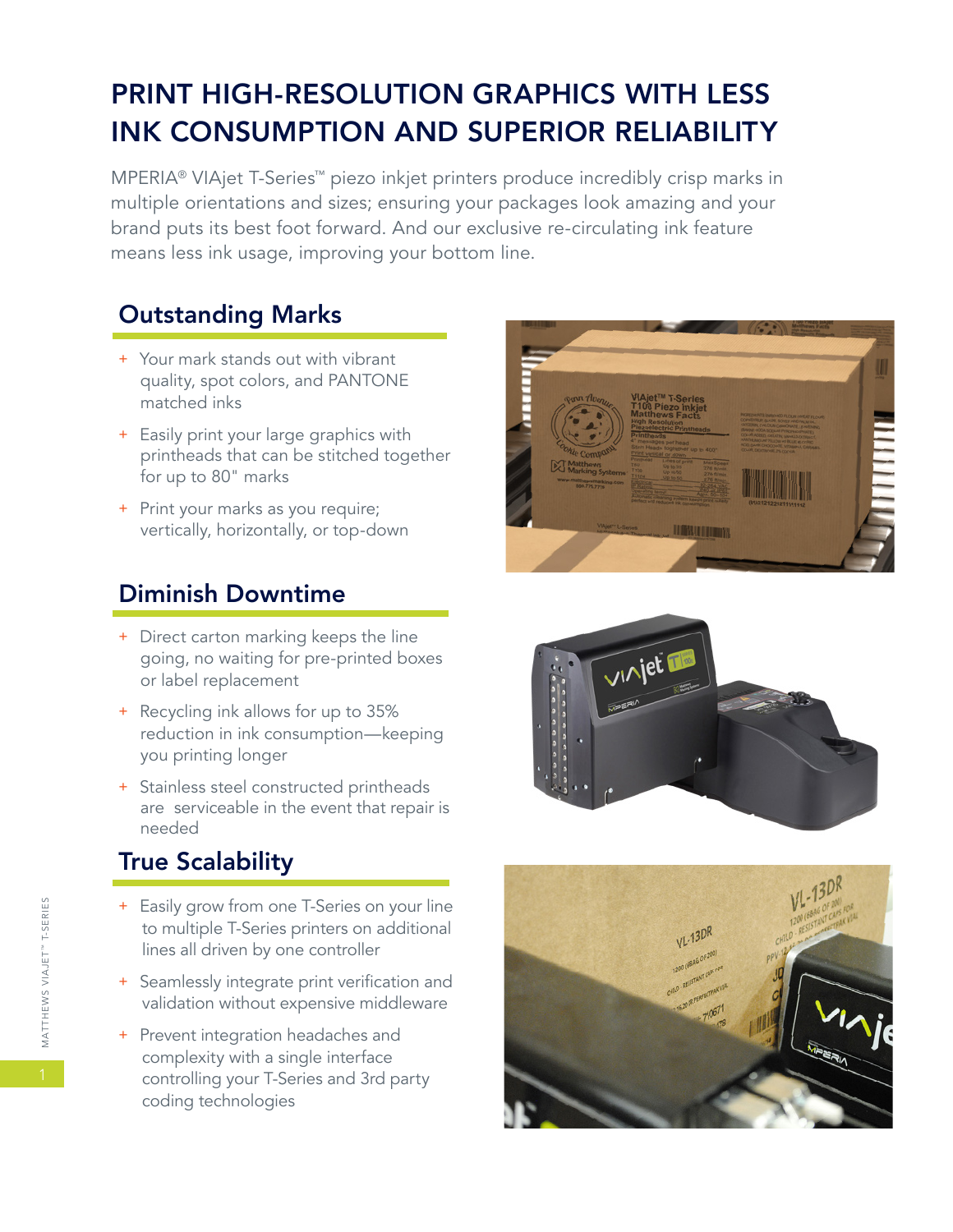# PRINT HIGH-RESOLUTION GRAPHICS WITH LESS INK CONSUMPTION AND SUPERIOR RELIABILITY

MPERIA® VIAjet T-Series™ piezo inkjet printers produce incredibly crisp marks in multiple orientations and sizes; ensuring your packages look amazing and your brand puts its best foot forward. And our exclusive re-circulating ink feature means less ink usage, improving your bottom line.

## Outstanding Marks

+ Your mark stands out with vibrant quality, spot colors, and PANTONE matched inks
+ Easily print your large graphics with printheads that can be stitched together for up to 80" marks
+ Print your marks as you require; vertically, horizontally, or top-down

## Diminish Downtime

+ Direct carton marking keeps the line going, no waiting for pre-printed boxes or label replacement
+ Recycling ink allows for up to 35% reduction in ink consumption—keeping you printing longer
+ Stainless steel constructed printheads are serviceable in the event that repair is needed

## True Scalability

+ Easily grow from one T-Series on your line to multiple T-Series printers on additional lines all driven by one controller
+ Seamlessly integrate print verification and validation without expensive middleware
+ Prevent integration headaches and complexity with a single interface controlling your T-Series and 3rd party coding technologies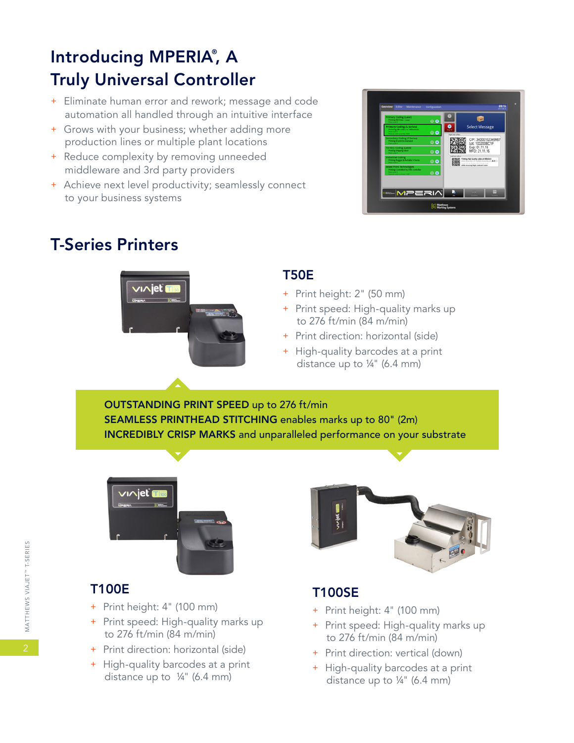# Introducing MPERIA®, A Truly Universal Controller

- Eliminate human error and rework; message and code automation all handled through an intuitive interface
- Grows with your business; whether adding more production lines or multiple plant locations
- Reduce complexity by removing unneeded middleware and 3rd party providers
- Achieve next level productivity; seamlessly connect to your business systems

## T-Series Printers

### T50E

- Print height: 2" (50 mm)
- Print speed: High-quality marks up to 276 ft/min (84 m/min)
- Print direction: horizontal (side)
- High-quality barcodes at a print distance up to ¼" (6.4 mm)

**OUTSTANDING PRINT SPEED** up to 276 ft/min
**SEAMLESS PRINTHEAD STITCHING** enables marks up to 80" (2m)
**INCREDIBLY CRISP MARKS** and unparalleled performance on your substrate

### T100E

- Print height: 4" (100 mm)
- Print speed: High-quality marks up to 276 ft/min (84 m/min)
- Print direction: horizontal (side)
- High-quality barcodes at a print distance up to ¼" (6.4 mm)

### T100SE

- Print height: 4" (100 mm)
- Print speed: High-quality marks up to 276 ft/min (84 m/min)
- Print direction: vertical (down)
- High-quality barcodes at a print distance up to ¼" (6.4 mm)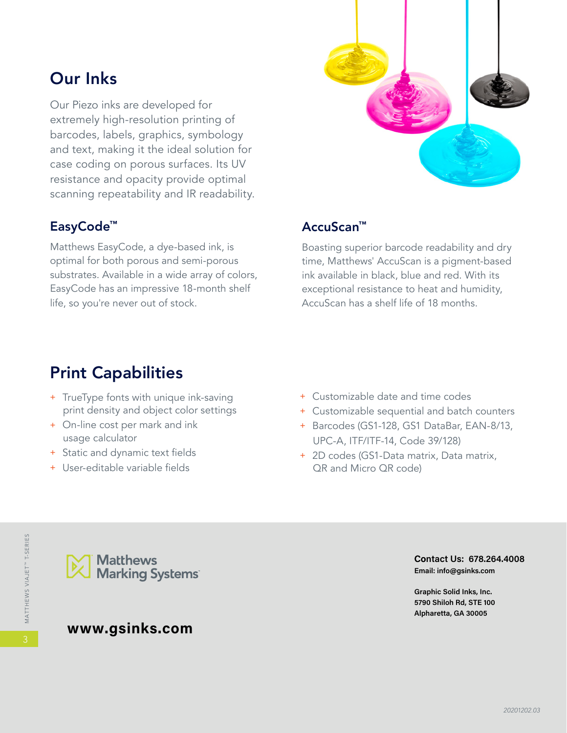## Our Inks

Our Piezo inks are developed for extremely high-resolution printing of barcodes, labels, graphics, symbology and text, making it the ideal solution for case coding on porous surfaces. Its UV resistance and opacity provide optimal scanning repeatability and IR readability.

### EasyCode™

Matthews EasyCode, a dye-based ink, is optimal for both porous and semi-porous substrates. Available in a wide array of colors, EasyCode has an impressive 18-month shelf life, so you're never out of stock.

### AccuScan™

Boasting superior barcode readability and dry time, Matthews' AccuScan is a pigment-based ink available in black, blue and red. With its exceptional resistance to heat and humidity, AccuScan has a shelf life of 18 months.

## Print Capabilities

- TrueType fonts with unique ink-saving print density and object color settings
- On-line cost per mark and ink usage calculator
- Static and dynamic text fields
- User-editable variable fields
- Customizable date and time codes
- Customizable sequential and batch counters
- Barcodes (GS1-128, GS1 DataBar, EAN-8/13, UPC-A, ITF/ITF-14, Code 39/128)
- 2D codes (GS1-Data matrix, Data matrix, QR and Micro QR code)

Matthews Marking Systems

**www.gsinks.com**

**Contact Us: 678.264.4008**
**Email: info@gsinks.com**

**Graphic Solid Inks, Inc.**
**5790 Shiloh Rd, STE 100**
**Alpharetta, GA 30005**

*20201202.03*